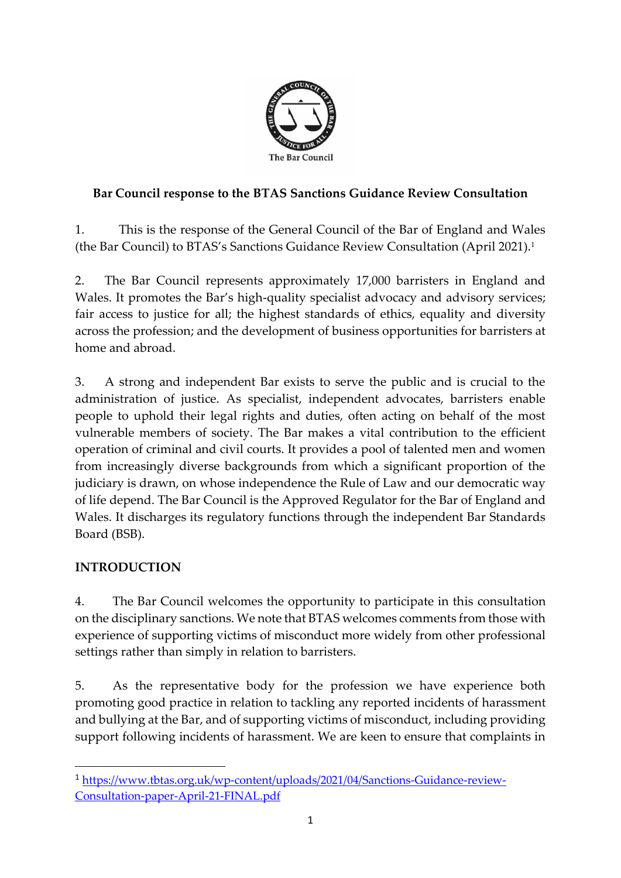**Bar Council response to the BTAS Sanctions Guidance Review Consultation**

1. This is the response of the General Council of the Bar of England and Wales (the Bar Council) to BTAS's Sanctions Guidance Review Consultation (April 2021).[1]

2. The Bar Council represents approximately 17,000 barristers in England and Wales. It promotes the Bar's high-quality specialist advocacy and advisory services; fair access to justice for all; the highest standards of ethics, equality and diversity across the profession; and the development of business opportunities for barristers at home and abroad.

3. A strong and independent Bar exists to serve the public and is crucial to the administration of justice. As specialist, independent advocates, barristers enable people to uphold their legal rights and duties, often acting on behalf of the most vulnerable members of society. The Bar makes a vital contribution to the efficient operation of criminal and civil courts. It provides a pool of talented men and women from increasingly diverse backgrounds from which a significant proportion of the judiciary is drawn, on whose independence the Rule of Law and our democratic way of life depend. The Bar Council is the Approved Regulator for the Bar of England and Wales. It discharges its regulatory functions through the independent Bar Standards Board (BSB).

## INTRODUCTION

4. The Bar Council welcomes the opportunity to participate in this consultation on the disciplinary sanctions. We note that BTAS welcomes comments from those with experience of supporting victims of misconduct more widely from other professional settings rather than simply in relation to barristers.

5. As the representative body for the profession we have experience both promoting good practice in relation to tackling any reported incidents of harassment and bullying at the Bar, and of supporting victims of misconduct, including providing support following incidents of harassment. We are keen to ensure that complaints in

---

[1] https://www.tbtas.org.uk/wp-content/uploads/2021/04/Sanctions-Guidance-review-Consultation-paper-April-21-FINAL.pdf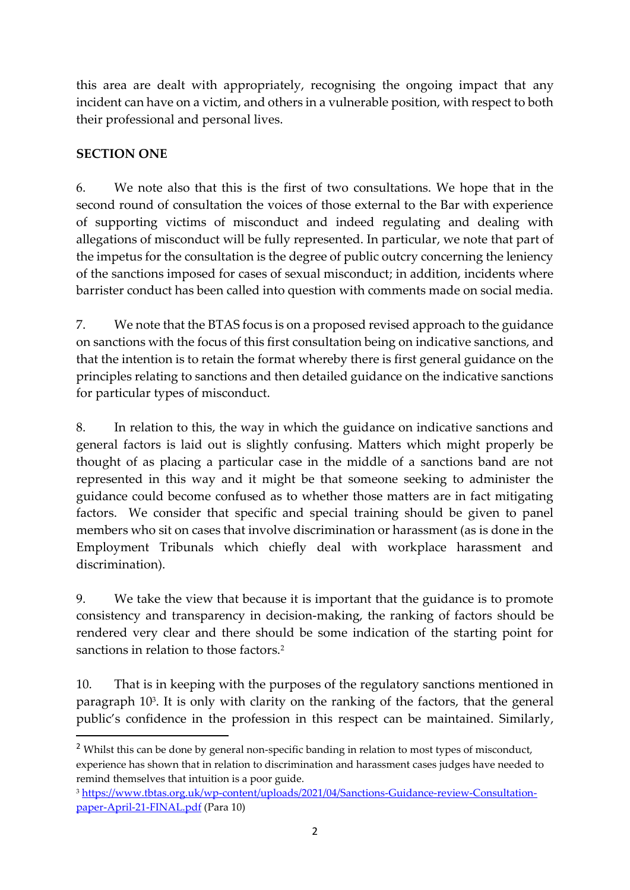this area are dealt with appropriately, recognising the ongoing impact that any incident can have on a victim, and others in a vulnerable position, with respect to both their professional and personal lives.

## SECTION ONE

6. We note also that this is the first of two consultations. We hope that in the second round of consultation the voices of those external to the Bar with experience of supporting victims of misconduct and indeed regulating and dealing with allegations of misconduct will be fully represented. In particular, we note that part of the impetus for the consultation is the degree of public outcry concerning the leniency of the sanctions imposed for cases of sexual misconduct; in addition, incidents where barrister conduct has been called into question with comments made on social media.

7. We note that the BTAS focus is on a proposed revised approach to the guidance on sanctions with the focus of this first consultation being on indicative sanctions, and that the intention is to retain the format whereby there is first general guidance on the principles relating to sanctions and then detailed guidance on the indicative sanctions for particular types of misconduct.

8. In relation to this, the way in which the guidance on indicative sanctions and general factors is laid out is slightly confusing. Matters which might properly be thought of as placing a particular case in the middle of a sanctions band are not represented in this way and it might be that someone seeking to administer the guidance could become confused as to whether those matters are in fact mitigating factors. We consider that specific and special training should be given to panel members who sit on cases that involve discrimination or harassment (as is done in the Employment Tribunals which chiefly deal with workplace harassment and discrimination).

9. We take the view that because it is important that the guidance is to promote consistency and transparency in decision-making, the ranking of factors should be rendered very clear and there should be some indication of the starting point for sanctions in relation to those factors.[2]

10. That is in keeping with the purposes of the regulatory sanctions mentioned in paragraph 10[3]. It is only with clarity on the ranking of the factors, that the general public's confidence in the profession in this respect can be maintained. Similarly,

---

[2] Whilst this can be done by general non-specific banding in relation to most types of misconduct, experience has shown that in relation to discrimination and harassment cases judges have needed to remind themselves that intuition is a poor guide.

[3] https://www.tbtas.org.uk/wp-content/uploads/2021/04/Sanctions-Guidance-review-Consultation-paper-April-21-FINAL.pdf (Para 10)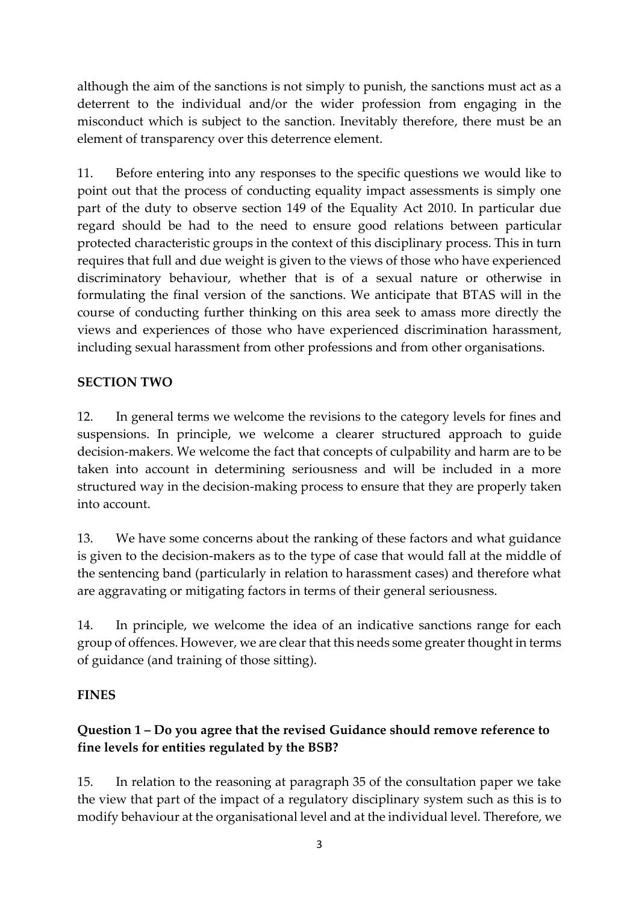although the aim of the sanctions is not simply to punish, the sanctions must act as a deterrent to the individual and/or the wider profession from engaging in the misconduct which is subject to the sanction. Inevitably therefore, there must be an element of transparency over this deterrence element.

11. Before entering into any responses to the specific questions we would like to point out that the process of conducting equality impact assessments is simply one part of the duty to observe section 149 of the Equality Act 2010. In particular due regard should be had to the need to ensure good relations between particular protected characteristic groups in the context of this disciplinary process. This in turn requires that full and due weight is given to the views of those who have experienced discriminatory behaviour, whether that is of a sexual nature or otherwise in formulating the final version of the sanctions. We anticipate that BTAS will in the course of conducting further thinking on this area seek to amass more directly the views and experiences of those who have experienced discrimination harassment, including sexual harassment from other professions and from other organisations.

## SECTION TWO

12. In general terms we welcome the revisions to the category levels for fines and suspensions. In principle, we welcome a clearer structured approach to guide decision-makers. We welcome the fact that concepts of culpability and harm are to be taken into account in determining seriousness and will be included in a more structured way in the decision-making process to ensure that they are properly taken into account.

13. We have some concerns about the ranking of these factors and what guidance is given to the decision-makers as to the type of case that would fall at the middle of the sentencing band (particularly in relation to harassment cases) and therefore what are aggravating or mitigating factors in terms of their general seriousness.

14. In principle, we welcome the idea of an indicative sanctions range for each group of offences. However, we are clear that this needs some greater thought in terms of guidance (and training of those sitting).

## FINES

### Question 1 – Do you agree that the revised Guidance should remove reference to fine levels for entities regulated by the BSB?

15. In relation to the reasoning at paragraph 35 of the consultation paper we take the view that part of the impact of a regulatory disciplinary system such as this is to modify behaviour at the organisational level and at the individual level. Therefore, we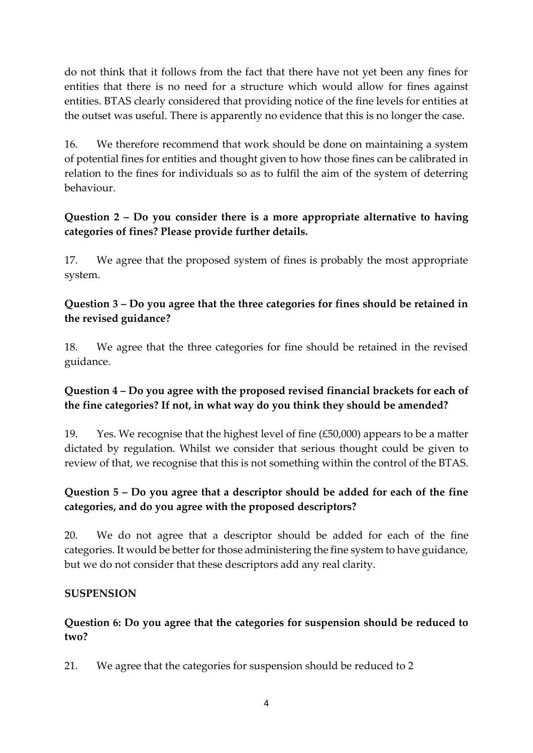do not think that it follows from the fact that there have not yet been any fines for entities that there is no need for a structure which would allow for fines against entities. BTAS clearly considered that providing notice of the fine levels for entities at the outset was useful. There is apparently no evidence that this is no longer the case.

16. We therefore recommend that work should be done on maintaining a system of potential fines for entities and thought given to how those fines can be calibrated in relation to the fines for individuals so as to fulfil the aim of the system of deterring behaviour.

**Question 2 – Do you consider there is a more appropriate alternative to having categories of fines? Please provide further details.**

17. We agree that the proposed system of fines is probably the most appropriate system.

**Question 3 – Do you agree that the three categories for fines should be retained in the revised guidance?**

18. We agree that the three categories for fine should be retained in the revised guidance.

**Question 4 – Do you agree with the proposed revised financial brackets for each of the fine categories? If not, in what way do you think they should be amended?**

19. Yes. We recognise that the highest level of fine (£50,000) appears to be a matter dictated by regulation. Whilst we consider that serious thought could be given to review of that, we recognise that this is not something within the control of the BTAS.

**Question 5 – Do you agree that a descriptor should be added for each of the fine categories, and do you agree with the proposed descriptors?**

20. We do not agree that a descriptor should be added for each of the fine categories. It would be better for those administering the fine system to have guidance, but we do not consider that these descriptors add any real clarity.

**SUSPENSION**

**Question 6: Do you agree that the categories for suspension should be reduced to two?**

21. We agree that the categories for suspension should be reduced to 2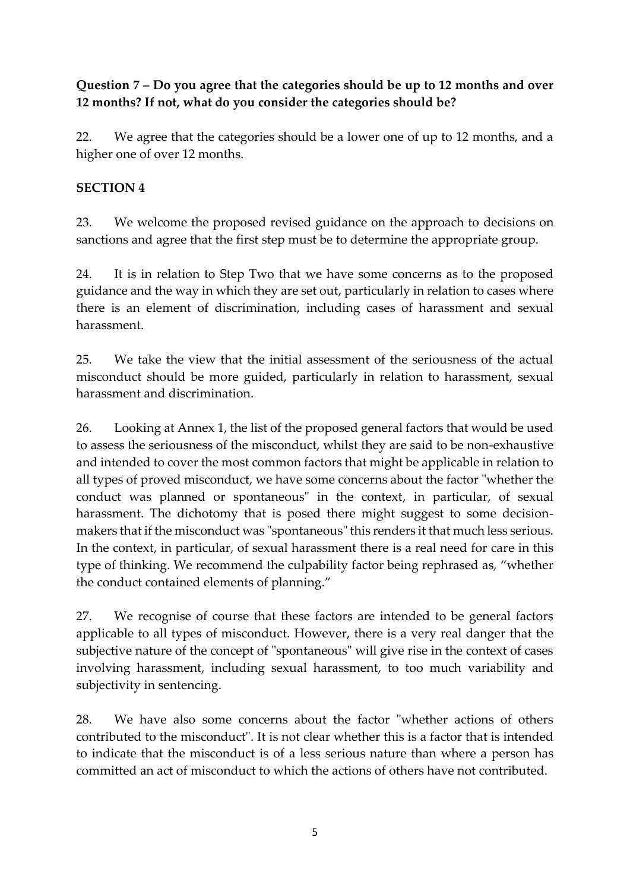**Question 7 – Do you agree that the categories should be up to 12 months and over 12 months? If not, what do you consider the categories should be?**

22. We agree that the categories should be a lower one of up to 12 months, and a higher one of over 12 months.

**SECTION 4**

23. We welcome the proposed revised guidance on the approach to decisions on sanctions and agree that the first step must be to determine the appropriate group.

24. It is in relation to Step Two that we have some concerns as to the proposed guidance and the way in which they are set out, particularly in relation to cases where there is an element of discrimination, including cases of harassment and sexual harassment.

25. We take the view that the initial assessment of the seriousness of the actual misconduct should be more guided, particularly in relation to harassment, sexual harassment and discrimination.

26. Looking at Annex 1, the list of the proposed general factors that would be used to assess the seriousness of the misconduct, whilst they are said to be non-exhaustive and intended to cover the most common factors that might be applicable in relation to all types of proved misconduct, we have some concerns about the factor "whether the conduct was planned or spontaneous" in the context, in particular, of sexual harassment. The dichotomy that is posed there might suggest to some decision-makers that if the misconduct was "spontaneous" this renders it that much less serious. In the context, in particular, of sexual harassment there is a real need for care in this type of thinking. We recommend the culpability factor being rephrased as, "whether the conduct contained elements of planning."

27. We recognise of course that these factors are intended to be general factors applicable to all types of misconduct. However, there is a very real danger that the subjective nature of the concept of "spontaneous" will give rise in the context of cases involving harassment, including sexual harassment, to too much variability and subjectivity in sentencing.

28. We have also some concerns about the factor "whether actions of others contributed to the misconduct". It is not clear whether this is a factor that is intended to indicate that the misconduct is of a less serious nature than where a person has committed an act of misconduct to which the actions of others have not contributed.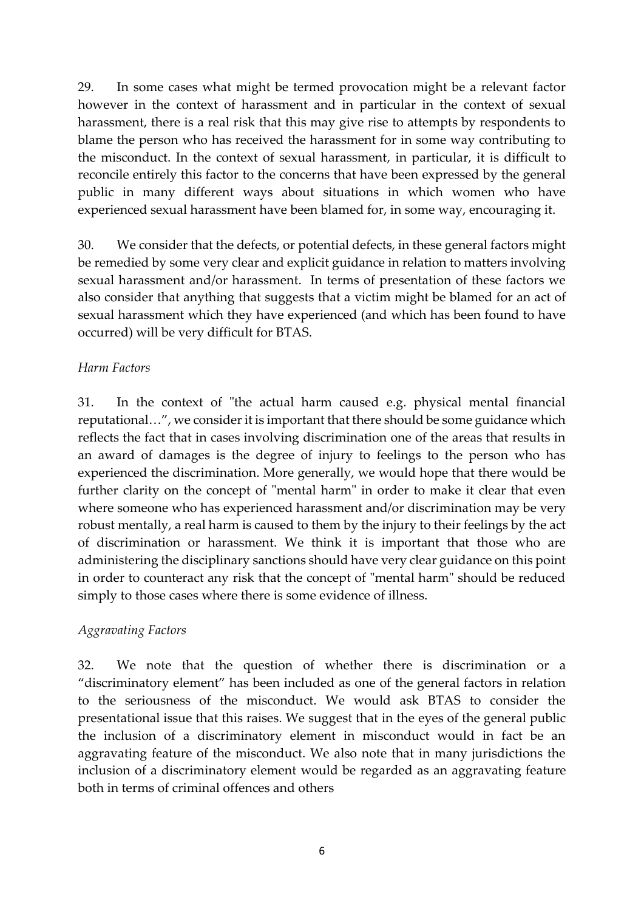29. In some cases what might be termed provocation might be a relevant factor however in the context of harassment and in particular in the context of sexual harassment, there is a real risk that this may give rise to attempts by respondents to blame the person who has received the harassment for in some way contributing to the misconduct. In the context of sexual harassment, in particular, it is difficult to reconcile entirely this factor to the concerns that have been expressed by the general public in many different ways about situations in which women who have experienced sexual harassment have been blamed for, in some way, encouraging it.

30. We consider that the defects, or potential defects, in these general factors might be remedied by some very clear and explicit guidance in relation to matters involving sexual harassment and/or harassment. In terms of presentation of these factors we also consider that anything that suggests that a victim might be blamed for an act of sexual harassment which they have experienced (and which has been found to have occurred) will be very difficult for BTAS.

*Harm Factors*

31. In the context of "the actual harm caused e.g. physical mental financial reputational…", we consider it is important that there should be some guidance which reflects the fact that in cases involving discrimination one of the areas that results in an award of damages is the degree of injury to feelings to the person who has experienced the discrimination. More generally, we would hope that there would be further clarity on the concept of "mental harm" in order to make it clear that even where someone who has experienced harassment and/or discrimination may be very robust mentally, a real harm is caused to them by the injury to their feelings by the act of discrimination or harassment. We think it is important that those who are administering the disciplinary sanctions should have very clear guidance on this point in order to counteract any risk that the concept of "mental harm" should be reduced simply to those cases where there is some evidence of illness.

*Aggravating Factors*

32. We note that the question of whether there is discrimination or a "discriminatory element" has been included as one of the general factors in relation to the seriousness of the misconduct. We would ask BTAS to consider the presentational issue that this raises. We suggest that in the eyes of the general public the inclusion of a discriminatory element in misconduct would in fact be an aggravating feature of the misconduct. We also note that in many jurisdictions the inclusion of a discriminatory element would be regarded as an aggravating feature both in terms of criminal offences and others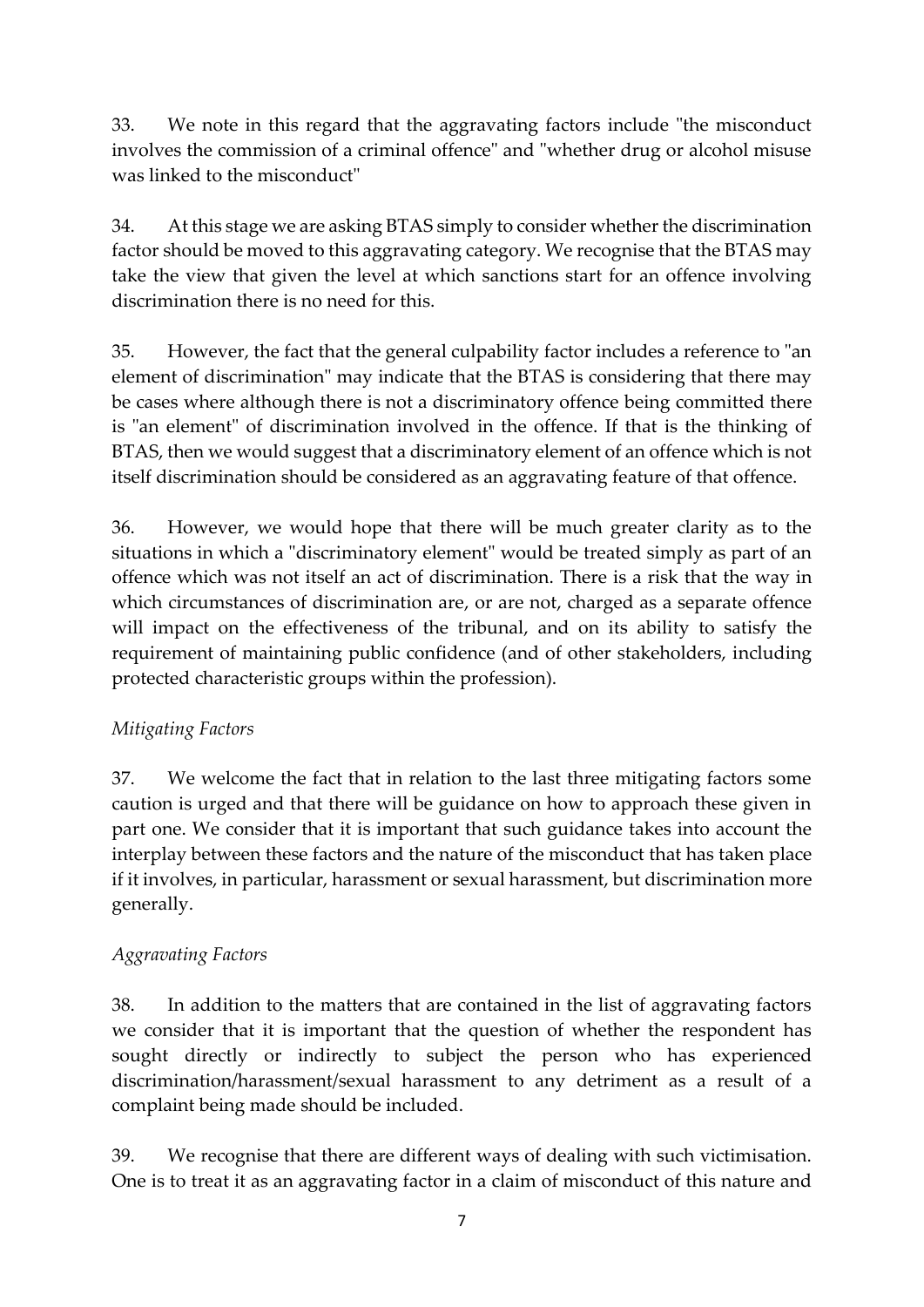33. We note in this regard that the aggravating factors include "the misconduct involves the commission of a criminal offence" and "whether drug or alcohol misuse was linked to the misconduct"

34. At this stage we are asking BTAS simply to consider whether the discrimination factor should be moved to this aggravating category. We recognise that the BTAS may take the view that given the level at which sanctions start for an offence involving discrimination there is no need for this.

35. However, the fact that the general culpability factor includes a reference to "an element of discrimination" may indicate that the BTAS is considering that there may be cases where although there is not a discriminatory offence being committed there is "an element" of discrimination involved in the offence. If that is the thinking of BTAS, then we would suggest that a discriminatory element of an offence which is not itself discrimination should be considered as an aggravating feature of that offence.

36. However, we would hope that there will be much greater clarity as to the situations in which a "discriminatory element" would be treated simply as part of an offence which was not itself an act of discrimination. There is a risk that the way in which circumstances of discrimination are, or are not, charged as a separate offence will impact on the effectiveness of the tribunal, and on its ability to satisfy the requirement of maintaining public confidence (and of other stakeholders, including protected characteristic groups within the profession).

*Mitigating Factors*

37. We welcome the fact that in relation to the last three mitigating factors some caution is urged and that there will be guidance on how to approach these given in part one. We consider that it is important that such guidance takes into account the interplay between these factors and the nature of the misconduct that has taken place if it involves, in particular, harassment or sexual harassment, but discrimination more generally.

*Aggravating Factors*

38. In addition to the matters that are contained in the list of aggravating factors we consider that it is important that the question of whether the respondent has sought directly or indirectly to subject the person who has experienced discrimination/harassment/sexual harassment to any detriment as a result of a complaint being made should be included.

39. We recognise that there are different ways of dealing with such victimisation. One is to treat it as an aggravating factor in a claim of misconduct of this nature and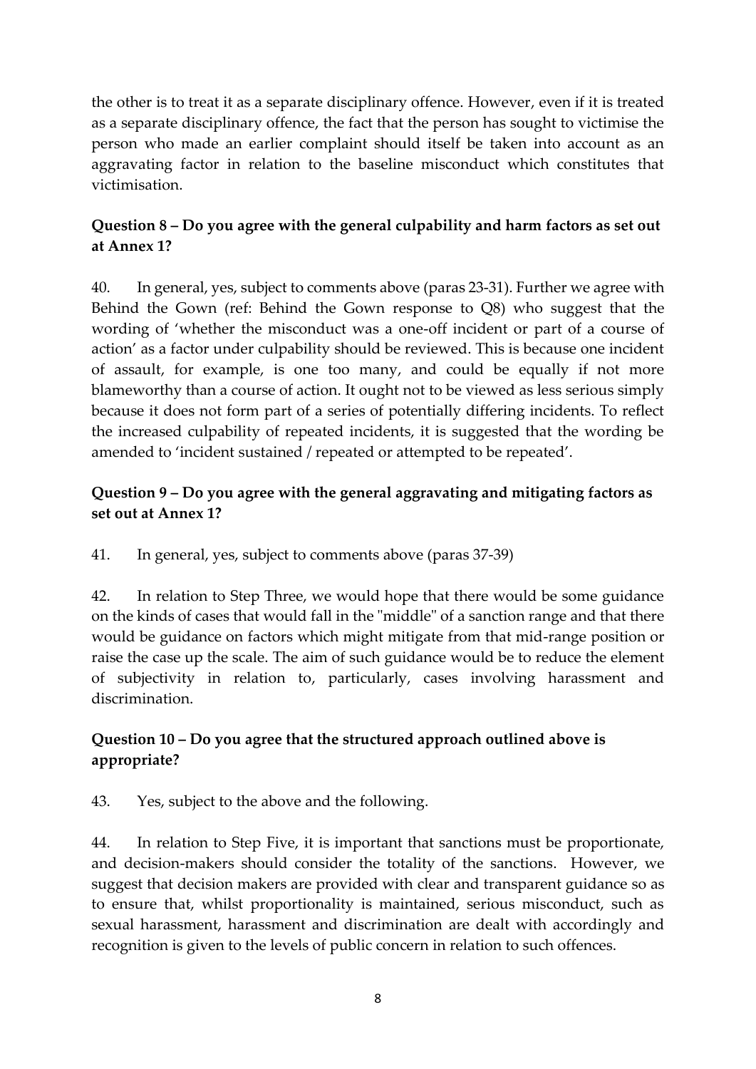the other is to treat it as a separate disciplinary offence. However, even if it is treated as a separate disciplinary offence, the fact that the person has sought to victimise the person who made an earlier complaint should itself be taken into account as an aggravating factor in relation to the baseline misconduct which constitutes that victimisation.

### Question 8 – Do you agree with the general culpability and harm factors as set out at Annex 1?

40. In general, yes, subject to comments above (paras 23-31). Further we agree with Behind the Gown (ref: Behind the Gown response to Q8) who suggest that the wording of 'whether the misconduct was a one-off incident or part of a course of action' as a factor under culpability should be reviewed. This is because one incident of assault, for example, is one too many, and could be equally if not more blameworthy than a course of action. It ought not to be viewed as less serious simply because it does not form part of a series of potentially differing incidents. To reflect the increased culpability of repeated incidents, it is suggested that the wording be amended to 'incident sustained / repeated or attempted to be repeated'.

### Question 9 – Do you agree with the general aggravating and mitigating factors as set out at Annex 1?

41. In general, yes, subject to comments above (paras 37-39)

42. In relation to Step Three, we would hope that there would be some guidance on the kinds of cases that would fall in the "middle" of a sanction range and that there would be guidance on factors which might mitigate from that mid-range position or raise the case up the scale. The aim of such guidance would be to reduce the element of subjectivity in relation to, particularly, cases involving harassment and discrimination.

### Question 10 – Do you agree that the structured approach outlined above is appropriate?

43. Yes, subject to the above and the following.

44. In relation to Step Five, it is important that sanctions must be proportionate, and decision-makers should consider the totality of the sanctions. However, we suggest that decision makers are provided with clear and transparent guidance so as to ensure that, whilst proportionality is maintained, serious misconduct, such as sexual harassment, harassment and discrimination are dealt with accordingly and recognition is given to the levels of public concern in relation to such offences.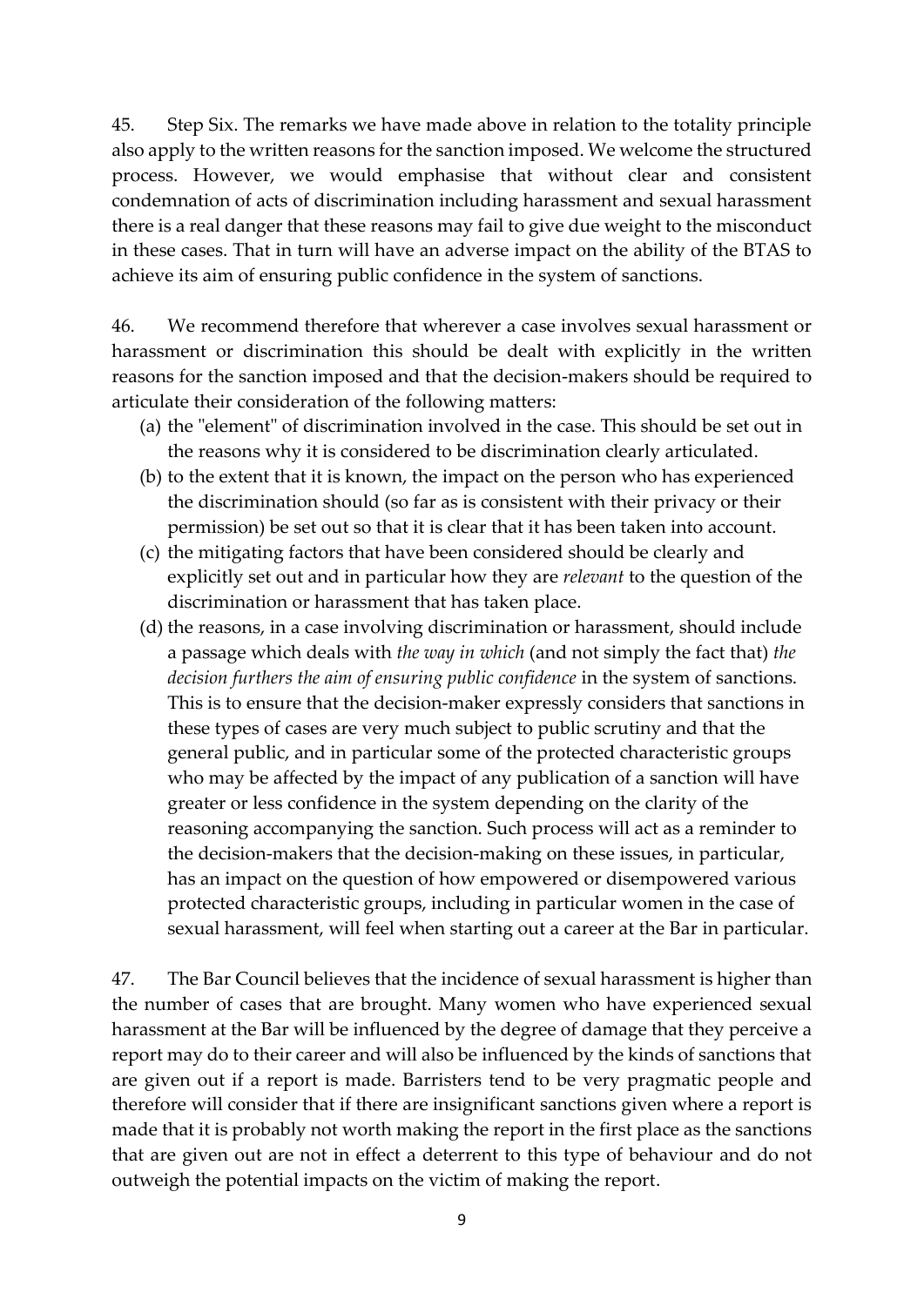45. Step Six. The remarks we have made above in relation to the totality principle also apply to the written reasons for the sanction imposed. We welcome the structured process. However, we would emphasise that without clear and consistent condemnation of acts of discrimination including harassment and sexual harassment there is a real danger that these reasons may fail to give due weight to the misconduct in these cases. That in turn will have an adverse impact on the ability of the BTAS to achieve its aim of ensuring public confidence in the system of sanctions.

46. We recommend therefore that wherever a case involves sexual harassment or harassment or discrimination this should be dealt with explicitly in the written reasons for the sanction imposed and that the decision-makers should be required to articulate their consideration of the following matters:

(a) the "element" of discrimination involved in the case. This should be set out in the reasons why it is considered to be discrimination clearly articulated.

(b) to the extent that it is known, the impact on the person who has experienced the discrimination should (so far as is consistent with their privacy or their permission) be set out so that it is clear that it has been taken into account.

(c) the mitigating factors that have been considered should be clearly and explicitly set out and in particular how they are *relevant* to the question of the discrimination or harassment that has taken place.

(d) the reasons, in a case involving discrimination or harassment, should include a passage which deals with *the way in which* (and not simply the fact that) *the decision furthers the aim of ensuring public confidence* in the system of sanctions. This is to ensure that the decision-maker expressly considers that sanctions in these types of cases are very much subject to public scrutiny and that the general public, and in particular some of the protected characteristic groups who may be affected by the impact of any publication of a sanction will have greater or less confidence in the system depending on the clarity of the reasoning accompanying the sanction. Such process will act as a reminder to the decision-makers that the decision-making on these issues, in particular, has an impact on the question of how empowered or disempowered various protected characteristic groups, including in particular women in the case of sexual harassment, will feel when starting out a career at the Bar in particular.

47. The Bar Council believes that the incidence of sexual harassment is higher than the number of cases that are brought. Many women who have experienced sexual harassment at the Bar will be influenced by the degree of damage that they perceive a report may do to their career and will also be influenced by the kinds of sanctions that are given out if a report is made. Barristers tend to be very pragmatic people and therefore will consider that if there are insignificant sanctions given where a report is made that it is probably not worth making the report in the first place as the sanctions that are given out are not in effect a deterrent to this type of behaviour and do not outweigh the potential impacts on the victim of making the report.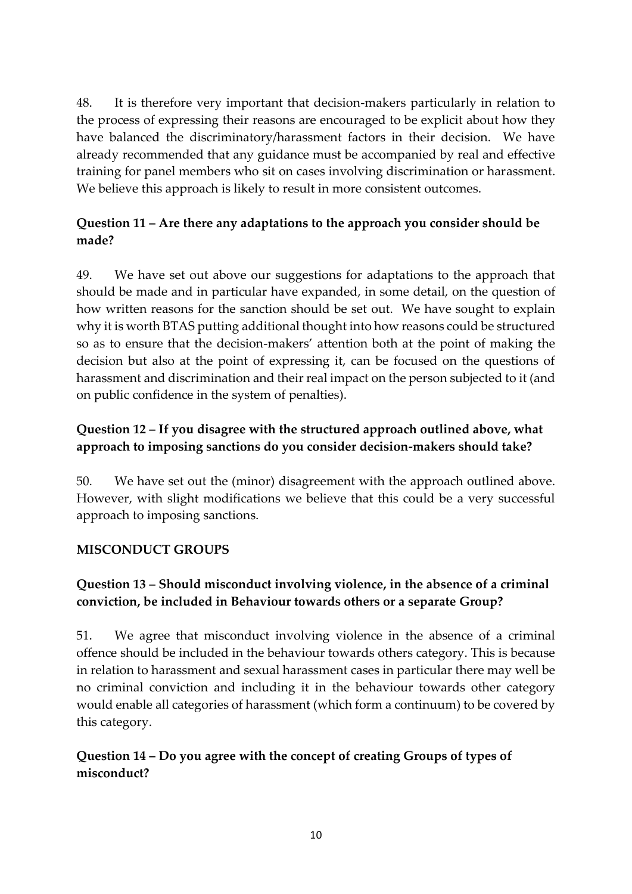48. It is therefore very important that decision-makers particularly in relation to the process of expressing their reasons are encouraged to be explicit about how they have balanced the discriminatory/harassment factors in their decision. We have already recommended that any guidance must be accompanied by real and effective training for panel members who sit on cases involving discrimination or harassment. We believe this approach is likely to result in more consistent outcomes.

**Question 11 – Are there any adaptations to the approach you consider should be made?**

49. We have set out above our suggestions for adaptations to the approach that should be made and in particular have expanded, in some detail, on the question of how written reasons for the sanction should be set out. We have sought to explain why it is worth BTAS putting additional thought into how reasons could be structured so as to ensure that the decision-makers' attention both at the point of making the decision but also at the point of expressing it, can be focused on the questions of harassment and discrimination and their real impact on the person subjected to it (and on public confidence in the system of penalties).

**Question 12 – If you disagree with the structured approach outlined above, what approach to imposing sanctions do you consider decision-makers should take?**

50. We have set out the (minor) disagreement with the approach outlined above. However, with slight modifications we believe that this could be a very successful approach to imposing sanctions.

**MISCONDUCT GROUPS**

**Question 13 – Should misconduct involving violence, in the absence of a criminal conviction, be included in Behaviour towards others or a separate Group?**

51. We agree that misconduct involving violence in the absence of a criminal offence should be included in the behaviour towards others category. This is because in relation to harassment and sexual harassment cases in particular there may well be no criminal conviction and including it in the behaviour towards other category would enable all categories of harassment (which form a continuum) to be covered by this category.

**Question 14 – Do you agree with the concept of creating Groups of types of misconduct?**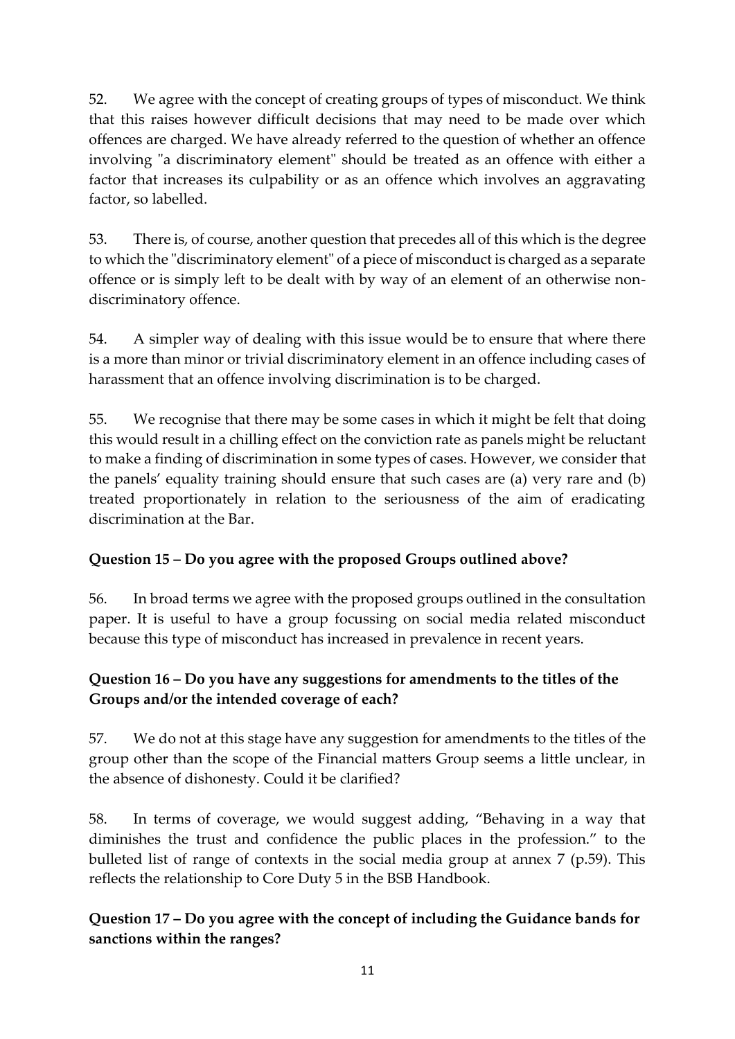52. We agree with the concept of creating groups of types of misconduct. We think that this raises however difficult decisions that may need to be made over which offences are charged. We have already referred to the question of whether an offence involving "a discriminatory element" should be treated as an offence with either a factor that increases its culpability or as an offence which involves an aggravating factor, so labelled.

53. There is, of course, another question that precedes all of this which is the degree to which the "discriminatory element" of a piece of misconduct is charged as a separate offence or is simply left to be dealt with by way of an element of an otherwise non-discriminatory offence.

54. A simpler way of dealing with this issue would be to ensure that where there is a more than minor or trivial discriminatory element in an offence including cases of harassment that an offence involving discrimination is to be charged.

55. We recognise that there may be some cases in which it might be felt that doing this would result in a chilling effect on the conviction rate as panels might be reluctant to make a finding of discrimination in some types of cases. However, we consider that the panels' equality training should ensure that such cases are (a) very rare and (b) treated proportionately in relation to the seriousness of the aim of eradicating discrimination at the Bar.

**Question 15 – Do you agree with the proposed Groups outlined above?**

56. In broad terms we agree with the proposed groups outlined in the consultation paper. It is useful to have a group focussing on social media related misconduct because this type of misconduct has increased in prevalence in recent years.

**Question 16 – Do you have any suggestions for amendments to the titles of the Groups and/or the intended coverage of each?**

57. We do not at this stage have any suggestion for amendments to the titles of the group other than the scope of the Financial matters Group seems a little unclear, in the absence of dishonesty. Could it be clarified?

58. In terms of coverage, we would suggest adding, "Behaving in a way that diminishes the trust and confidence the public places in the profession." to the bulleted list of range of contexts in the social media group at annex 7 (p.59). This reflects the relationship to Core Duty 5 in the BSB Handbook.

**Question 17 – Do you agree with the concept of including the Guidance bands for sanctions within the ranges?**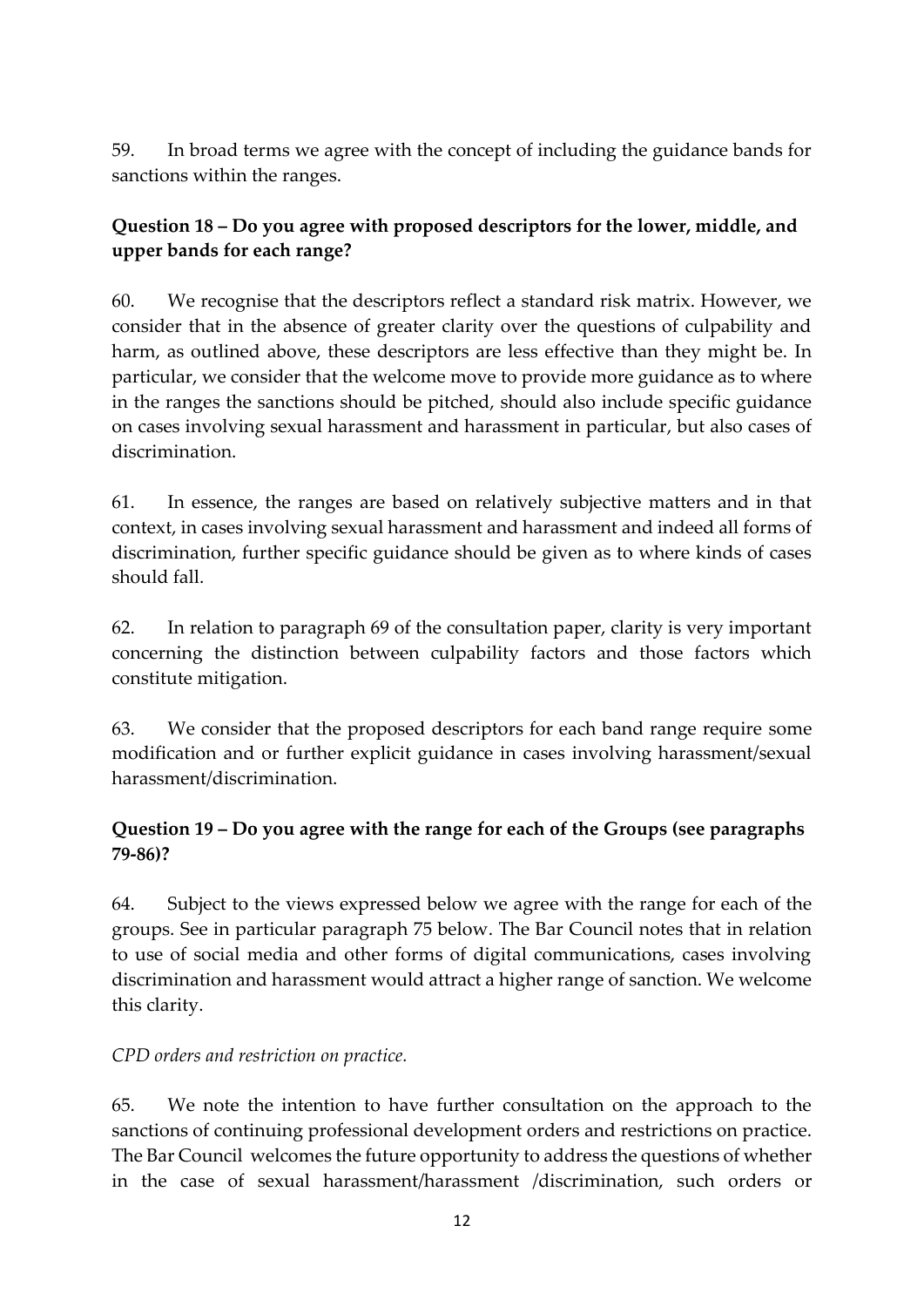59. In broad terms we agree with the concept of including the guidance bands for sanctions within the ranges.

**Question 18 – Do you agree with proposed descriptors for the lower, middle, and upper bands for each range?**

60. We recognise that the descriptors reflect a standard risk matrix. However, we consider that in the absence of greater clarity over the questions of culpability and harm, as outlined above, these descriptors are less effective than they might be. In particular, we consider that the welcome move to provide more guidance as to where in the ranges the sanctions should be pitched, should also include specific guidance on cases involving sexual harassment and harassment in particular, but also cases of discrimination.

61. In essence, the ranges are based on relatively subjective matters and in that context, in cases involving sexual harassment and harassment and indeed all forms of discrimination, further specific guidance should be given as to where kinds of cases should fall.

62. In relation to paragraph 69 of the consultation paper, clarity is very important concerning the distinction between culpability factors and those factors which constitute mitigation.

63. We consider that the proposed descriptors for each band range require some modification and or further explicit guidance in cases involving harassment/sexual harassment/discrimination.

**Question 19 – Do you agree with the range for each of the Groups (see paragraphs 79-86)?**

64. Subject to the views expressed below we agree with the range for each of the groups. See in particular paragraph 75 below. The Bar Council notes that in relation to use of social media and other forms of digital communications, cases involving discrimination and harassment would attract a higher range of sanction. We welcome this clarity.

*CPD orders and restriction on practice.*

65. We note the intention to have further consultation on the approach to the sanctions of continuing professional development orders and restrictions on practice. The Bar Council welcomes the future opportunity to address the questions of whether in the case of sexual harassment/harassment /discrimination, such orders or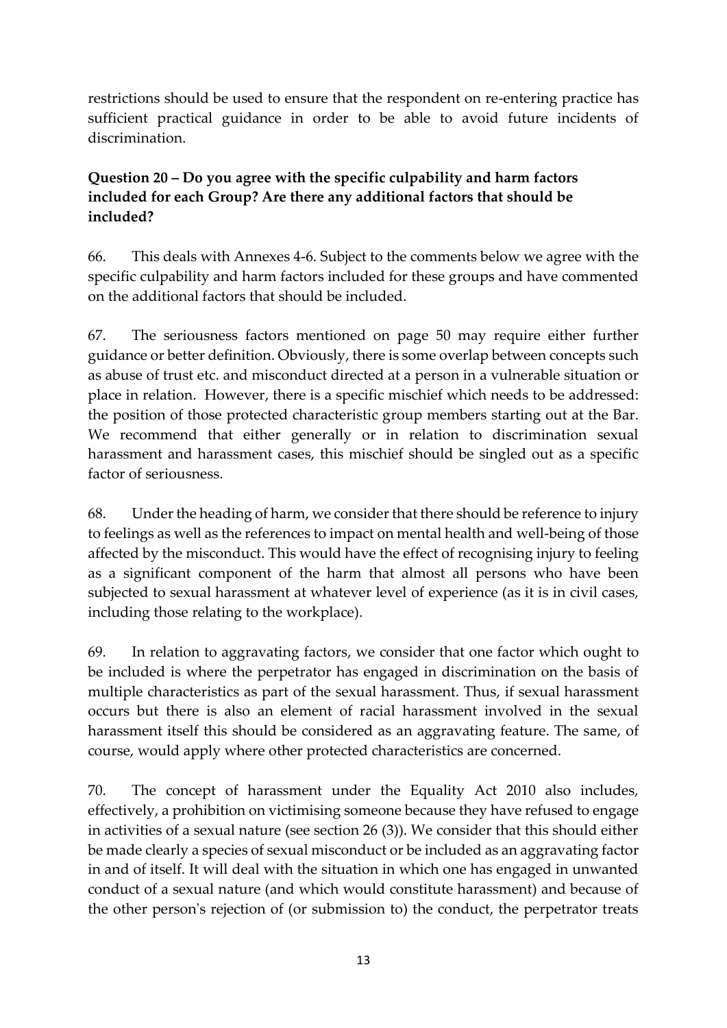restrictions should be used to ensure that the respondent on re-entering practice has sufficient practical guidance in order to be able to avoid future incidents of discrimination.

**Question 20 – Do you agree with the specific culpability and harm factors included for each Group? Are there any additional factors that should be included?**

66. This deals with Annexes 4-6. Subject to the comments below we agree with the specific culpability and harm factors included for these groups and have commented on the additional factors that should be included.

67. The seriousness factors mentioned on page 50 may require either further guidance or better definition. Obviously, there is some overlap between concepts such as abuse of trust etc. and misconduct directed at a person in a vulnerable situation or place in relation. However, there is a specific mischief which needs to be addressed: the position of those protected characteristic group members starting out at the Bar. We recommend that either generally or in relation to discrimination sexual harassment and harassment cases, this mischief should be singled out as a specific factor of seriousness.

68. Under the heading of harm, we consider that there should be reference to injury to feelings as well as the references to impact on mental health and well-being of those affected by the misconduct. This would have the effect of recognising injury to feeling as a significant component of the harm that almost all persons who have been subjected to sexual harassment at whatever level of experience (as it is in civil cases, including those relating to the workplace).

69. In relation to aggravating factors, we consider that one factor which ought to be included is where the perpetrator has engaged in discrimination on the basis of multiple characteristics as part of the sexual harassment. Thus, if sexual harassment occurs but there is also an element of racial harassment involved in the sexual harassment itself this should be considered as an aggravating feature. The same, of course, would apply where other protected characteristics are concerned.

70. The concept of harassment under the Equality Act 2010 also includes, effectively, a prohibition on victimising someone because they have refused to engage in activities of a sexual nature (see section 26 (3)). We consider that this should either be made clearly a species of sexual misconduct or be included as an aggravating factor in and of itself. It will deal with the situation in which one has engaged in unwanted conduct of a sexual nature (and which would constitute harassment) and because of the other person's rejection of (or submission to) the conduct, the perpetrator treats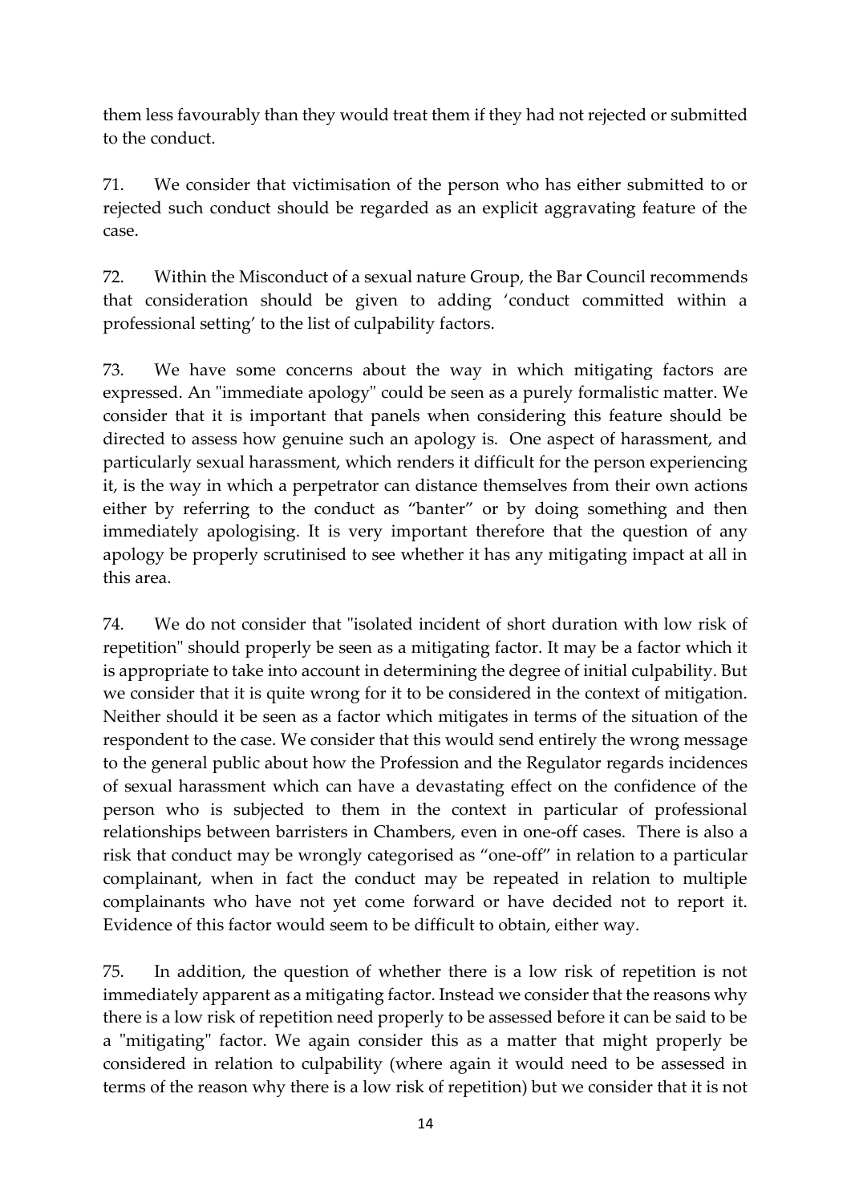them less favourably than they would treat them if they had not rejected or submitted to the conduct.

71. We consider that victimisation of the person who has either submitted to or rejected such conduct should be regarded as an explicit aggravating feature of the case.

72. Within the Misconduct of a sexual nature Group, the Bar Council recommends that consideration should be given to adding 'conduct committed within a professional setting' to the list of culpability factors.

73. We have some concerns about the way in which mitigating factors are expressed. An "immediate apology" could be seen as a purely formalistic matter. We consider that it is important that panels when considering this feature should be directed to assess how genuine such an apology is. One aspect of harassment, and particularly sexual harassment, which renders it difficult for the person experiencing it, is the way in which a perpetrator can distance themselves from their own actions either by referring to the conduct as "banter" or by doing something and then immediately apologising. It is very important therefore that the question of any apology be properly scrutinised to see whether it has any mitigating impact at all in this area.

74. We do not consider that "isolated incident of short duration with low risk of repetition" should properly be seen as a mitigating factor. It may be a factor which it is appropriate to take into account in determining the degree of initial culpability. But we consider that it is quite wrong for it to be considered in the context of mitigation. Neither should it be seen as a factor which mitigates in terms of the situation of the respondent to the case. We consider that this would send entirely the wrong message to the general public about how the Profession and the Regulator regards incidences of sexual harassment which can have a devastating effect on the confidence of the person who is subjected to them in the context in particular of professional relationships between barristers in Chambers, even in one-off cases. There is also a risk that conduct may be wrongly categorised as "one-off" in relation to a particular complainant, when in fact the conduct may be repeated in relation to multiple complainants who have not yet come forward or have decided not to report it. Evidence of this factor would seem to be difficult to obtain, either way.

75. In addition, the question of whether there is a low risk of repetition is not immediately apparent as a mitigating factor. Instead we consider that the reasons why there is a low risk of repetition need properly to be assessed before it can be said to be a "mitigating" factor. We again consider this as a matter that might properly be considered in relation to culpability (where again it would need to be assessed in terms of the reason why there is a low risk of repetition) but we consider that it is not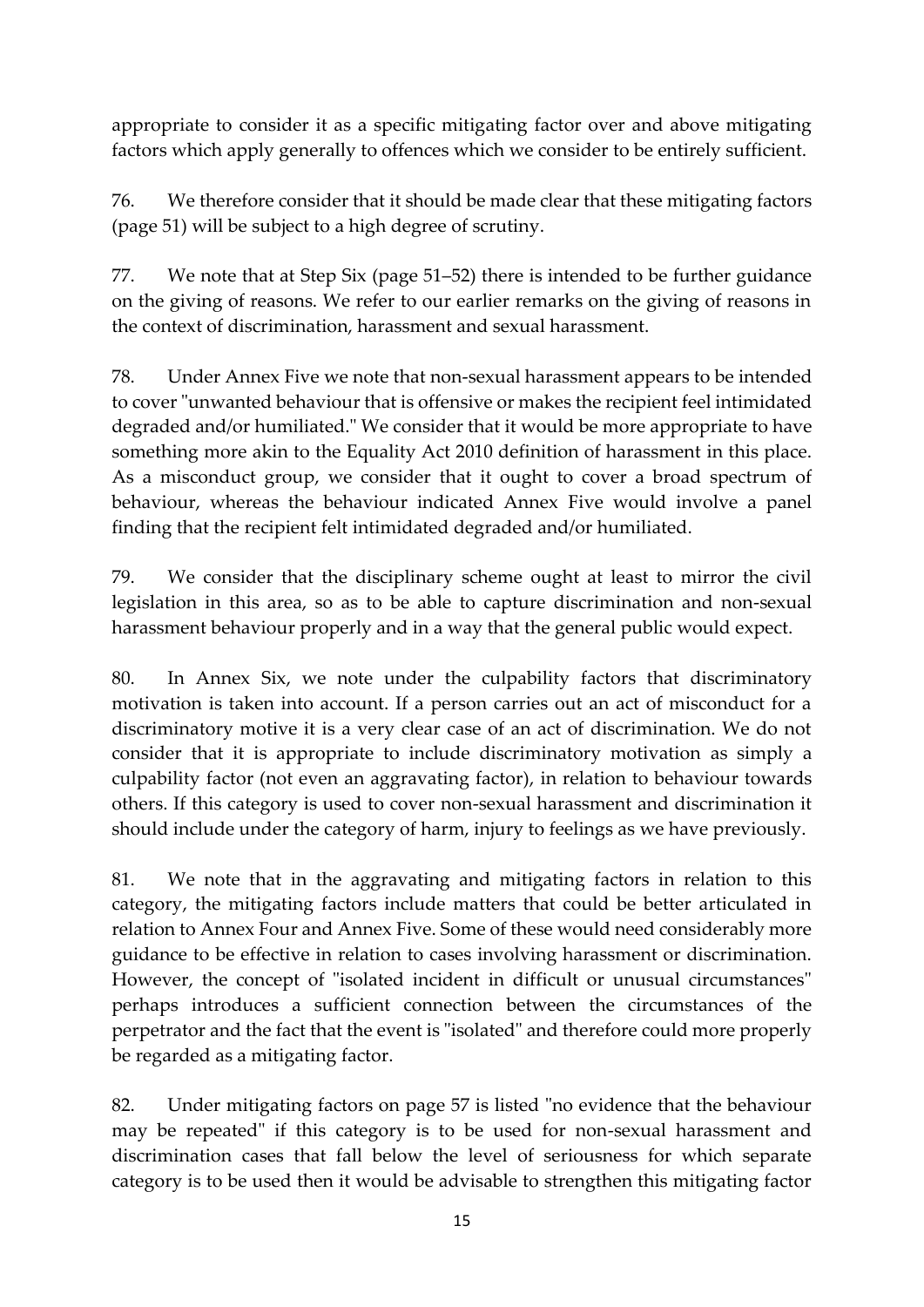appropriate to consider it as a specific mitigating factor over and above mitigating factors which apply generally to offences which we consider to be entirely sufficient.

76. We therefore consider that it should be made clear that these mitigating factors (page 51) will be subject to a high degree of scrutiny.

77. We note that at Step Six (page 51–52) there is intended to be further guidance on the giving of reasons. We refer to our earlier remarks on the giving of reasons in the context of discrimination, harassment and sexual harassment.

78. Under Annex Five we note that non-sexual harassment appears to be intended to cover "unwanted behaviour that is offensive or makes the recipient feel intimidated degraded and/or humiliated." We consider that it would be more appropriate to have something more akin to the Equality Act 2010 definition of harassment in this place. As a misconduct group, we consider that it ought to cover a broad spectrum of behaviour, whereas the behaviour indicated Annex Five would involve a panel finding that the recipient felt intimidated degraded and/or humiliated.

79. We consider that the disciplinary scheme ought at least to mirror the civil legislation in this area, so as to be able to capture discrimination and non-sexual harassment behaviour properly and in a way that the general public would expect.

80. In Annex Six, we note under the culpability factors that discriminatory motivation is taken into account. If a person carries out an act of misconduct for a discriminatory motive it is a very clear case of an act of discrimination. We do not consider that it is appropriate to include discriminatory motivation as simply a culpability factor (not even an aggravating factor), in relation to behaviour towards others. If this category is used to cover non-sexual harassment and discrimination it should include under the category of harm, injury to feelings as we have previously.

81. We note that in the aggravating and mitigating factors in relation to this category, the mitigating factors include matters that could be better articulated in relation to Annex Four and Annex Five. Some of these would need considerably more guidance to be effective in relation to cases involving harassment or discrimination. However, the concept of "isolated incident in difficult or unusual circumstances" perhaps introduces a sufficient connection between the circumstances of the perpetrator and the fact that the event is "isolated" and therefore could more properly be regarded as a mitigating factor.

82. Under mitigating factors on page 57 is listed "no evidence that the behaviour may be repeated" if this category is to be used for non-sexual harassment and discrimination cases that fall below the level of seriousness for which separate category is to be used then it would be advisable to strengthen this mitigating factor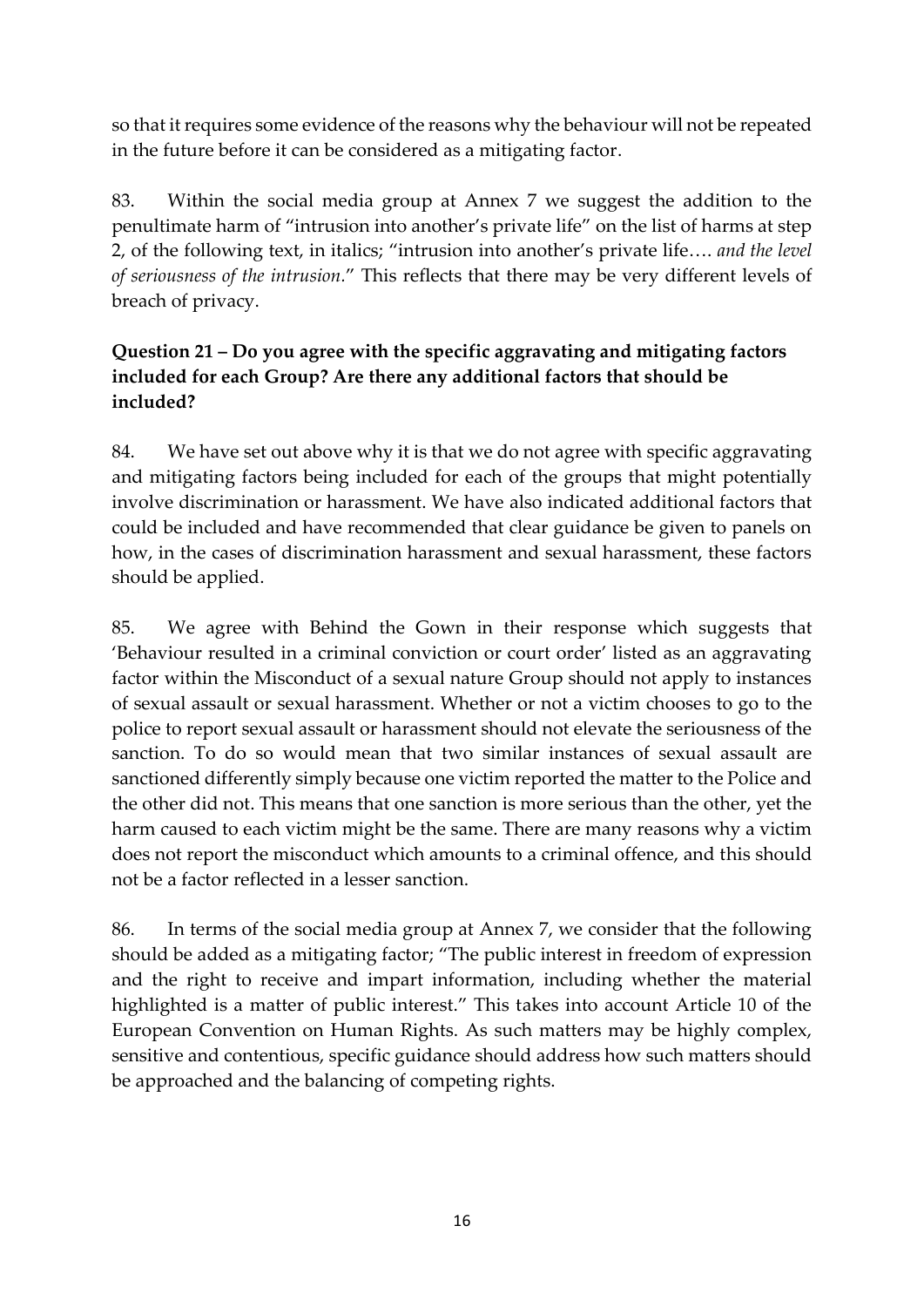so that it requires some evidence of the reasons why the behaviour will not be repeated in the future before it can be considered as a mitigating factor.

83. Within the social media group at Annex 7 we suggest the addition to the penultimate harm of "intrusion into another's private life" on the list of harms at step 2, of the following text, in italics; "intrusion into another's private life…. *and the level of seriousness of the intrusion*." This reflects that there may be very different levels of breach of privacy.

**Question 21 – Do you agree with the specific aggravating and mitigating factors included for each Group? Are there any additional factors that should be included?**

84. We have set out above why it is that we do not agree with specific aggravating and mitigating factors being included for each of the groups that might potentially involve discrimination or harassment. We have also indicated additional factors that could be included and have recommended that clear guidance be given to panels on how, in the cases of discrimination harassment and sexual harassment, these factors should be applied.

85. We agree with Behind the Gown in their response which suggests that 'Behaviour resulted in a criminal conviction or court order' listed as an aggravating factor within the Misconduct of a sexual nature Group should not apply to instances of sexual assault or sexual harassment. Whether or not a victim chooses to go to the police to report sexual assault or harassment should not elevate the seriousness of the sanction. To do so would mean that two similar instances of sexual assault are sanctioned differently simply because one victim reported the matter to the Police and the other did not. This means that one sanction is more serious than the other, yet the harm caused to each victim might be the same. There are many reasons why a victim does not report the misconduct which amounts to a criminal offence, and this should not be a factor reflected in a lesser sanction.

86. In terms of the social media group at Annex 7, we consider that the following should be added as a mitigating factor; "The public interest in freedom of expression and the right to receive and impart information, including whether the material highlighted is a matter of public interest." This takes into account Article 10 of the European Convention on Human Rights. As such matters may be highly complex, sensitive and contentious, specific guidance should address how such matters should be approached and the balancing of competing rights.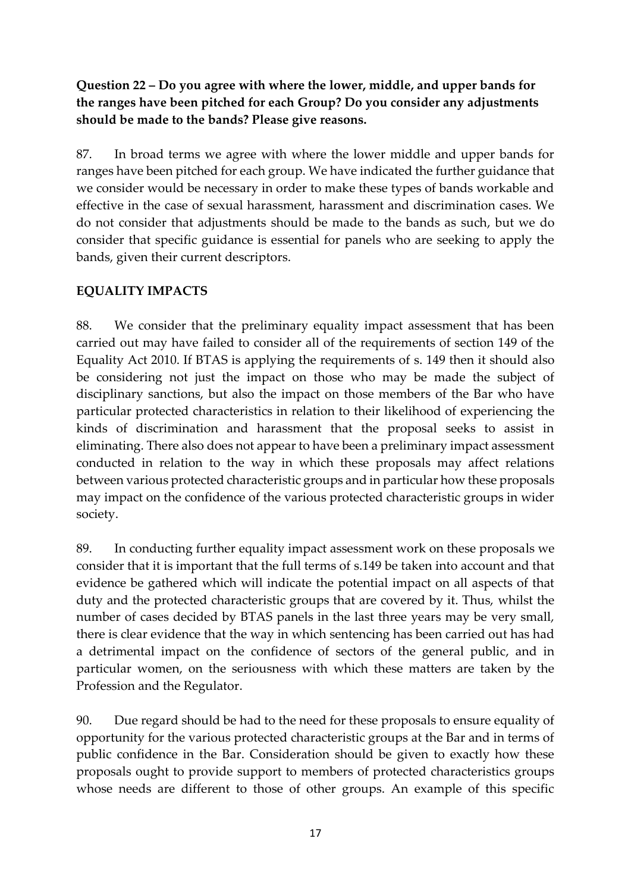**Question 22 – Do you agree with where the lower, middle, and upper bands for the ranges have been pitched for each Group? Do you consider any adjustments should be made to the bands? Please give reasons.**

87. In broad terms we agree with where the lower middle and upper bands for ranges have been pitched for each group. We have indicated the further guidance that we consider would be necessary in order to make these types of bands workable and effective in the case of sexual harassment, harassment and discrimination cases. We do not consider that adjustments should be made to the bands as such, but we do consider that specific guidance is essential for panels who are seeking to apply the bands, given their current descriptors.

**EQUALITY IMPACTS**

88. We consider that the preliminary equality impact assessment that has been carried out may have failed to consider all of the requirements of section 149 of the Equality Act 2010. If BTAS is applying the requirements of s. 149 then it should also be considering not just the impact on those who may be made the subject of disciplinary sanctions, but also the impact on those members of the Bar who have particular protected characteristics in relation to their likelihood of experiencing the kinds of discrimination and harassment that the proposal seeks to assist in eliminating. There also does not appear to have been a preliminary impact assessment conducted in relation to the way in which these proposals may affect relations between various protected characteristic groups and in particular how these proposals may impact on the confidence of the various protected characteristic groups in wider society.

89. In conducting further equality impact assessment work on these proposals we consider that it is important that the full terms of s.149 be taken into account and that evidence be gathered which will indicate the potential impact on all aspects of that duty and the protected characteristic groups that are covered by it. Thus, whilst the number of cases decided by BTAS panels in the last three years may be very small, there is clear evidence that the way in which sentencing has been carried out has had a detrimental impact on the confidence of sectors of the general public, and in particular women, on the seriousness with which these matters are taken by the Profession and the Regulator.

90. Due regard should be had to the need for these proposals to ensure equality of opportunity for the various protected characteristic groups at the Bar and in terms of public confidence in the Bar. Consideration should be given to exactly how these proposals ought to provide support to members of protected characteristics groups whose needs are different to those of other groups. An example of this specific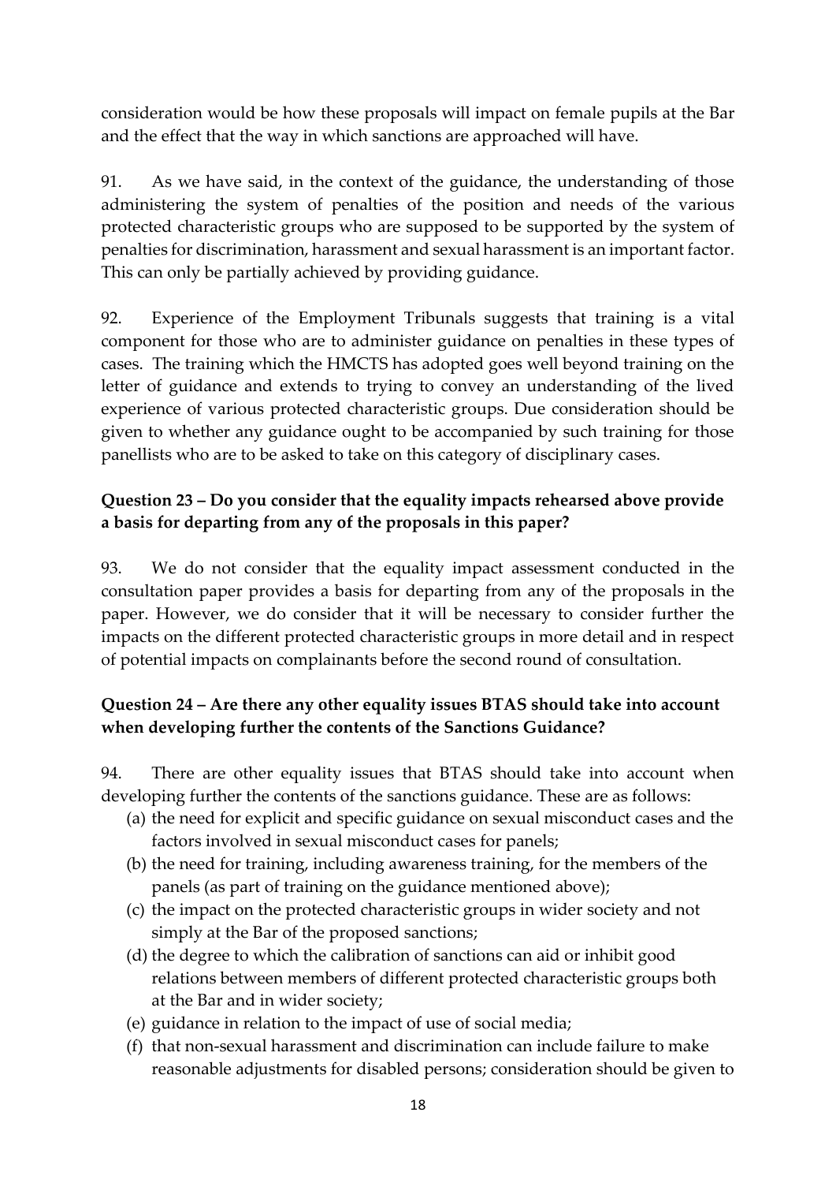consideration would be how these proposals will impact on female pupils at the Bar and the effect that the way in which sanctions are approached will have.

91. As we have said, in the context of the guidance, the understanding of those administering the system of penalties of the position and needs of the various protected characteristic groups who are supposed to be supported by the system of penalties for discrimination, harassment and sexual harassment is an important factor. This can only be partially achieved by providing guidance.

92. Experience of the Employment Tribunals suggests that training is a vital component for those who are to administer guidance on penalties in these types of cases. The training which the HMCTS has adopted goes well beyond training on the letter of guidance and extends to trying to convey an understanding of the lived experience of various protected characteristic groups. Due consideration should be given to whether any guidance ought to be accompanied by such training for those panellists who are to be asked to take on this category of disciplinary cases.

**Question 23 – Do you consider that the equality impacts rehearsed above provide a basis for departing from any of the proposals in this paper?**

93. We do not consider that the equality impact assessment conducted in the consultation paper provides a basis for departing from any of the proposals in the paper. However, we do consider that it will be necessary to consider further the impacts on the different protected characteristic groups in more detail and in respect of potential impacts on complainants before the second round of consultation.

**Question 24 – Are there any other equality issues BTAS should take into account when developing further the contents of the Sanctions Guidance?**

94. There are other equality issues that BTAS should take into account when developing further the contents of the sanctions guidance. These are as follows:

(a) the need for explicit and specific guidance on sexual misconduct cases and the factors involved in sexual misconduct cases for panels;
(b) the need for training, including awareness training, for the members of the panels (as part of training on the guidance mentioned above);
(c) the impact on the protected characteristic groups in wider society and not simply at the Bar of the proposed sanctions;
(d) the degree to which the calibration of sanctions can aid or inhibit good relations between members of different protected characteristic groups both at the Bar and in wider society;
(e) guidance in relation to the impact of use of social media;
(f) that non-sexual harassment and discrimination can include failure to make reasonable adjustments for disabled persons; consideration should be given to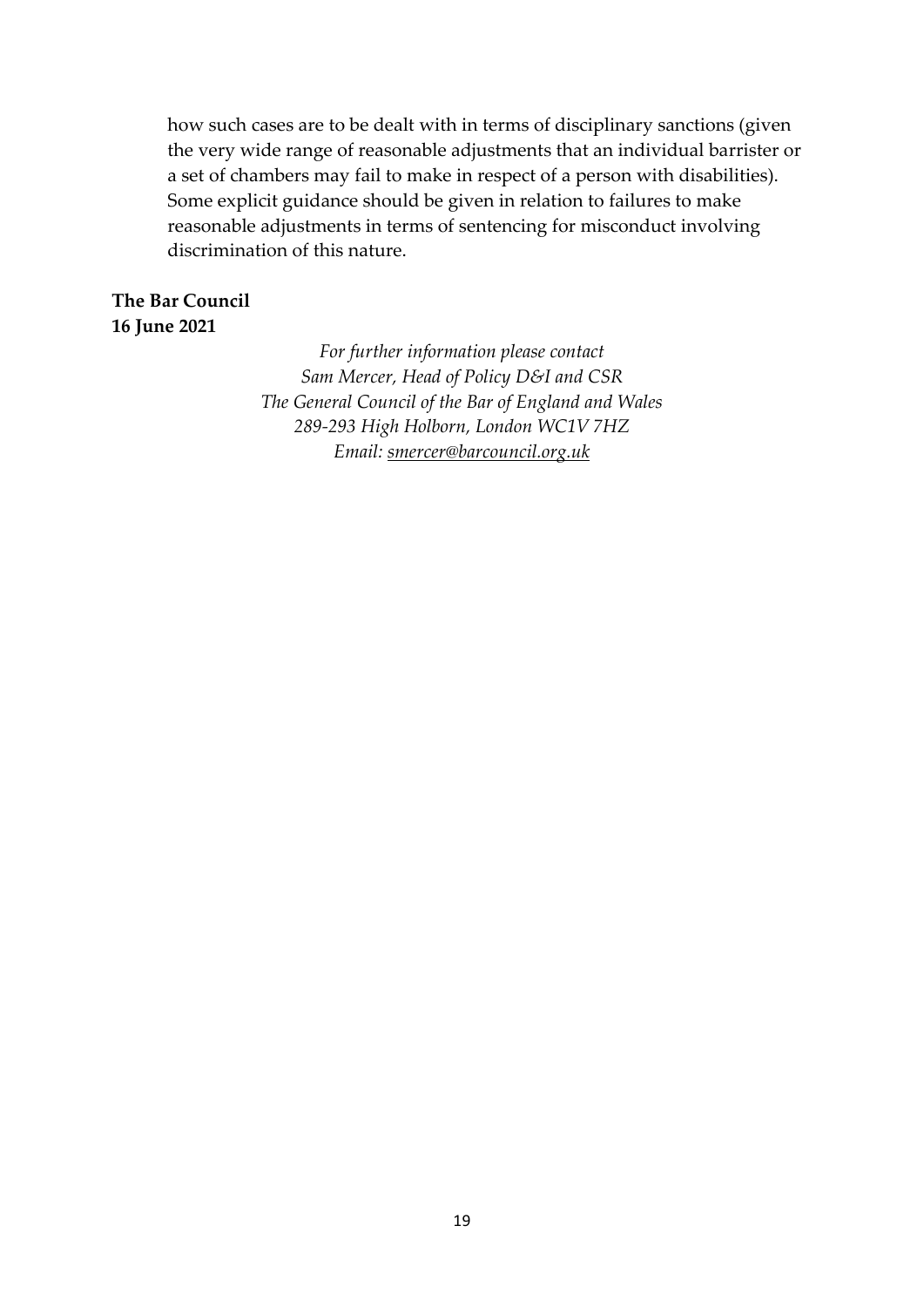how such cases are to be dealt with in terms of disciplinary sanctions (given the very wide range of reasonable adjustments that an individual barrister or a set of chambers may fail to make in respect of a person with disabilities). Some explicit guidance should be given in relation to failures to make reasonable adjustments in terms of sentencing for misconduct involving discrimination of this nature.

**The Bar Council**
**16 June 2021**

*For further information please contact*
*Sam Mercer, Head of Policy D&I and CSR*
*The General Council of the Bar of England and Wales*
*289-293 High Holborn, London WC1V 7HZ*
*Email: smercer@barcouncil.org.uk*